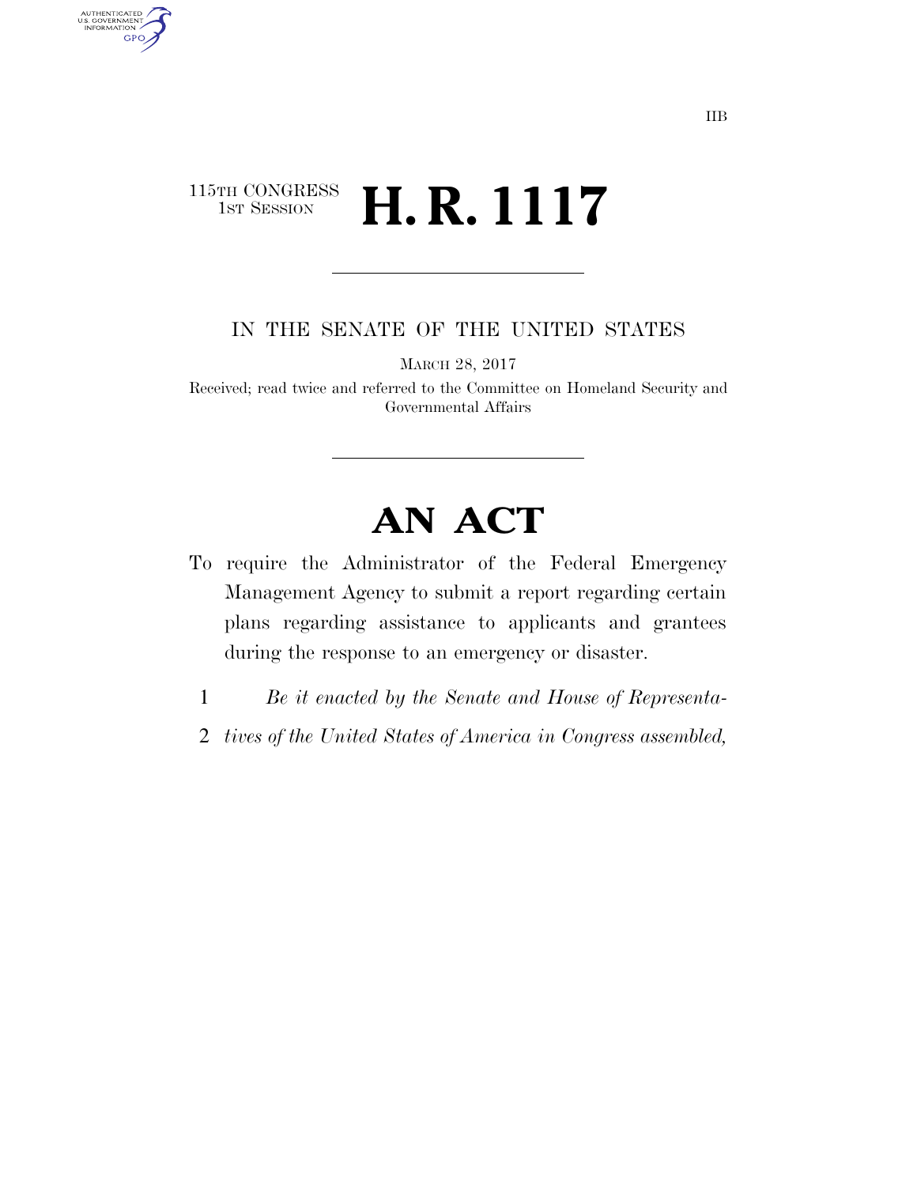IIB

115TH CONGRESS
1ST SESSION

# H. R. 1117

IN THE SENATE OF THE UNITED STATES

MARCH 28, 2017

Received; read twice and referred to the Committee on Homeland Security and Governmental Affairs

# AN ACT

To require the Administrator of the Federal Emergency Management Agency to submit a report regarding certain plans regarding assistance to applicants and grantees during the response to an emergency or disaster.

1 *Be it enacted by the Senate and House of Representa-*
2 *tives of the United States of America in Congress assembled,*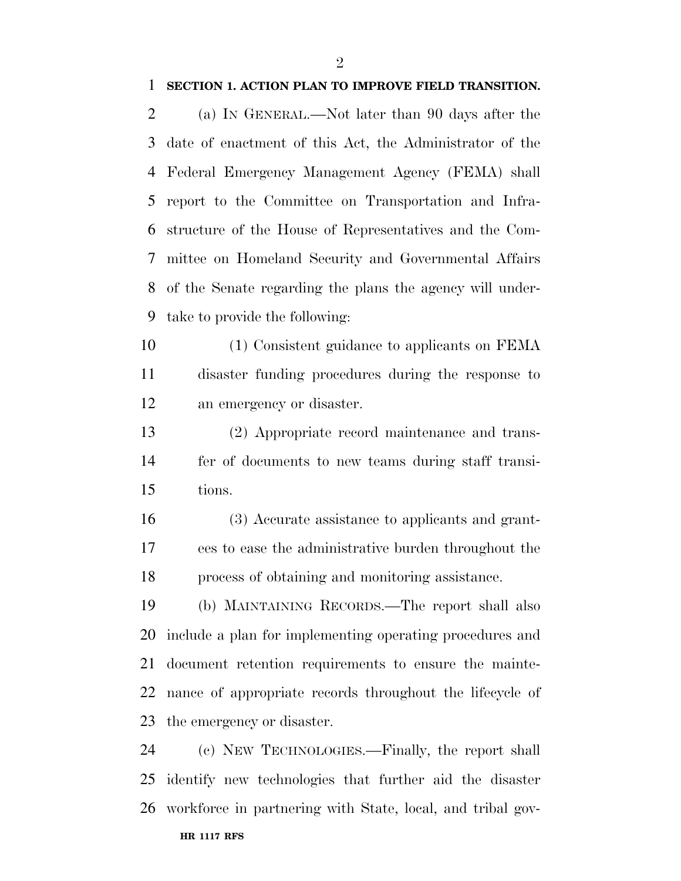**SECTION 1. ACTION PLAN TO IMPROVE FIELD TRANSITION.**

(a) IN GENERAL.—Not later than 90 days after the date of enactment of this Act, the Administrator of the Federal Emergency Management Agency (FEMA) shall report to the Committee on Transportation and Infrastructure of the House of Representatives and the Committee on Homeland Security and Governmental Affairs of the Senate regarding the plans the agency will undertake to provide the following:

(1) Consistent guidance to applicants on FEMA disaster funding procedures during the response to an emergency or disaster.

(2) Appropriate record maintenance and transfer of documents to new teams during staff transitions.

(3) Accurate assistance to applicants and grantees to ease the administrative burden throughout the process of obtaining and monitoring assistance.

(b) MAINTAINING RECORDS.—The report shall also include a plan for implementing operating procedures and document retention requirements to ensure the maintenance of appropriate records throughout the lifecycle of the emergency or disaster.

(c) NEW TECHNOLOGIES.—Finally, the report shall identify new technologies that further aid the disaster workforce in partnering with State, local, and tribal gov-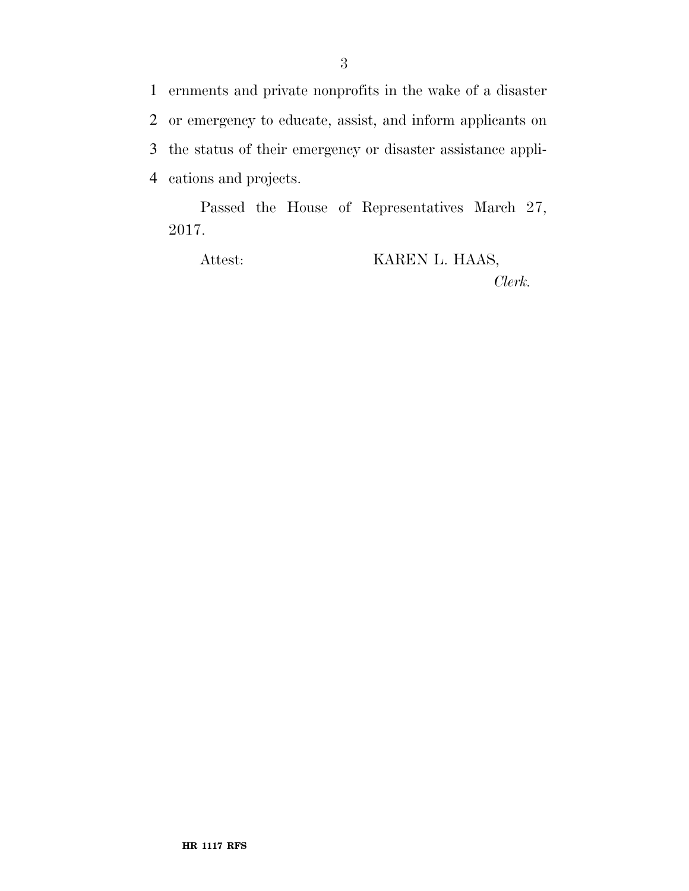ernments and private nonprofits in the wake of a disaster or emergency to educate, assist, and inform applicants on the status of their emergency or disaster assistance applications and projects.

Passed the House of Representatives March 27, 2017.

Attest: KAREN L. HAAS,

*Clerk.*

HR 1117 RFS